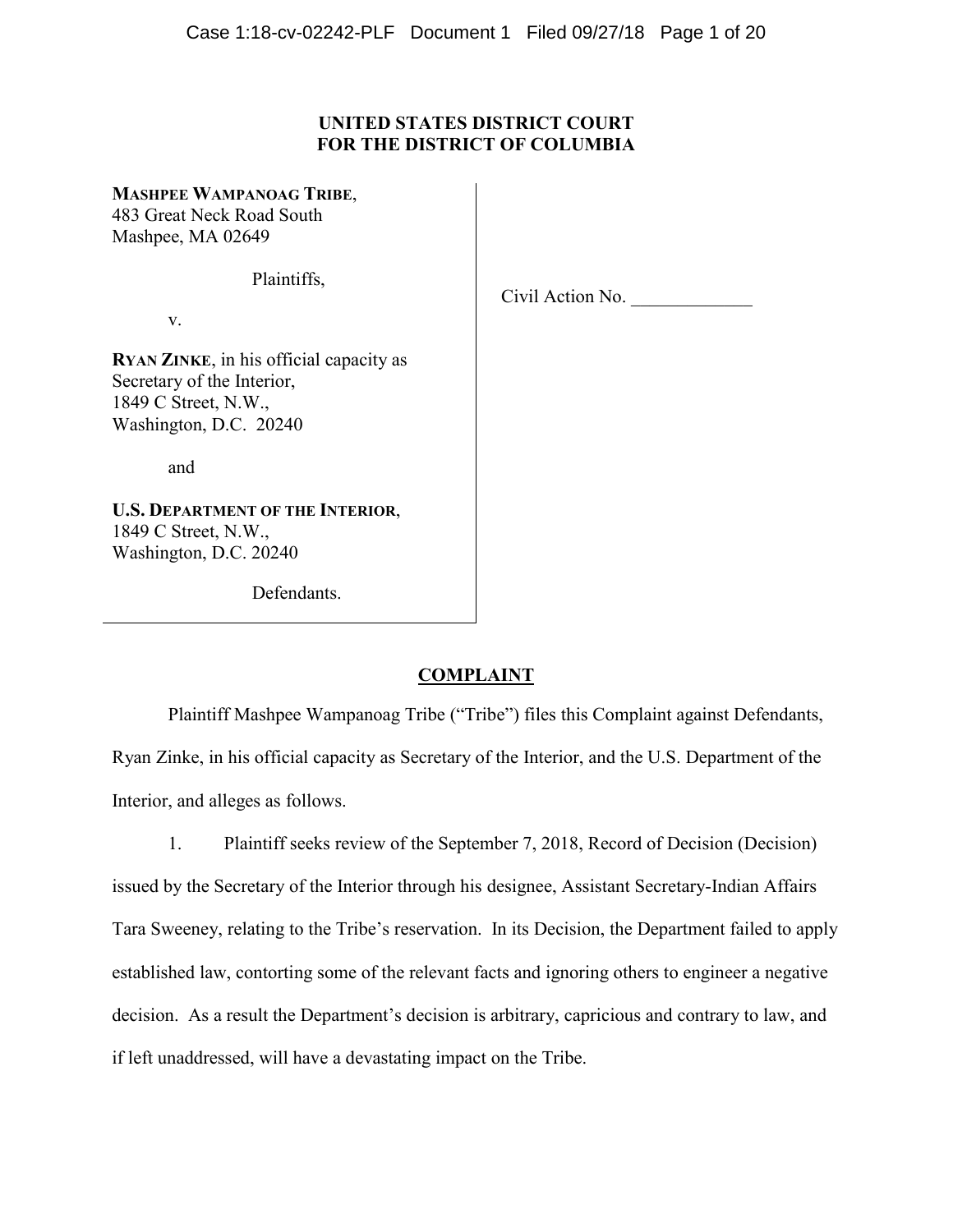**UNITED STATES DISTRICT COURT**
**FOR THE DISTRICT OF COLUMBIA**

**MASHPEE WAMPANOAG TRIBE**,
483 Great Neck Road South
Mashpee, MA 02649

Plaintiffs,

v.

**RYAN ZINKE**, in his official capacity as Secretary of the Interior,
1849 C Street, N.W.,
Washington, D.C. 20240

and

**U.S. DEPARTMENT OF THE INTERIOR**,
1849 C Street, N.W.,
Washington, D.C. 20240

Defendants.

Civil Action No. _____________

**COMPLAINT**

Plaintiff Mashpee Wampanoag Tribe ("Tribe") files this Complaint against Defendants, Ryan Zinke, in his official capacity as Secretary of the Interior, and the U.S. Department of the Interior, and alleges as follows.

1. Plaintiff seeks review of the September 7, 2018, Record of Decision (Decision) issued by the Secretary of the Interior through his designee, Assistant Secretary-Indian Affairs Tara Sweeney, relating to the Tribe's reservation. In its Decision, the Department failed to apply established law, contorting some of the relevant facts and ignoring others to engineer a negative decision. As a result the Department's decision is arbitrary, capricious and contrary to law, and if left unaddressed, will have a devastating impact on the Tribe.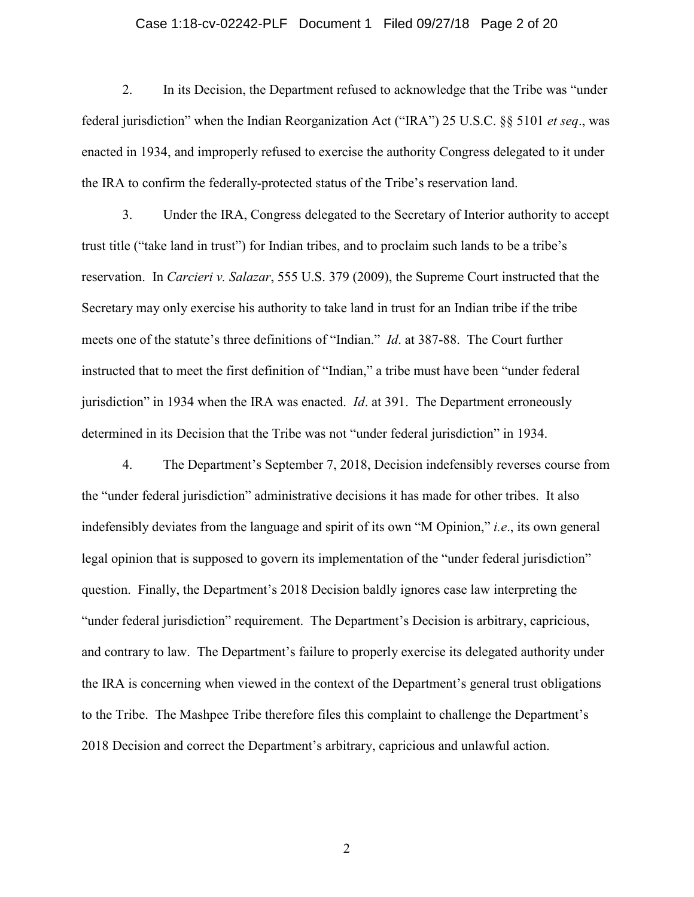2. In its Decision, the Department refused to acknowledge that the Tribe was "under federal jurisdiction" when the Indian Reorganization Act ("IRA") 25 U.S.C. §§ 5101 *et seq*., was enacted in 1934, and improperly refused to exercise the authority Congress delegated to it under the IRA to confirm the federally-protected status of the Tribe's reservation land.

3. Under the IRA, Congress delegated to the Secretary of Interior authority to accept trust title ("take land in trust") for Indian tribes, and to proclaim such lands to be a tribe's reservation. In *Carcieri v. Salazar*, 555 U.S. 379 (2009), the Supreme Court instructed that the Secretary may only exercise his authority to take land in trust for an Indian tribe if the tribe meets one of the statute's three definitions of "Indian." *Id*. at 387-88. The Court further instructed that to meet the first definition of "Indian," a tribe must have been "under federal jurisdiction" in 1934 when the IRA was enacted. *Id*. at 391. The Department erroneously determined in its Decision that the Tribe was not "under federal jurisdiction" in 1934.

4. The Department's September 7, 2018, Decision indefensibly reverses course from the "under federal jurisdiction" administrative decisions it has made for other tribes. It also indefensibly deviates from the language and spirit of its own "M Opinion," *i.e*., its own general legal opinion that is supposed to govern its implementation of the "under federal jurisdiction" question. Finally, the Department's 2018 Decision baldly ignores case law interpreting the "under federal jurisdiction" requirement. The Department's Decision is arbitrary, capricious, and contrary to law. The Department's failure to properly exercise its delegated authority under the IRA is concerning when viewed in the context of the Department's general trust obligations to the Tribe. The Mashpee Tribe therefore files this complaint to challenge the Department's 2018 Decision and correct the Department's arbitrary, capricious and unlawful action.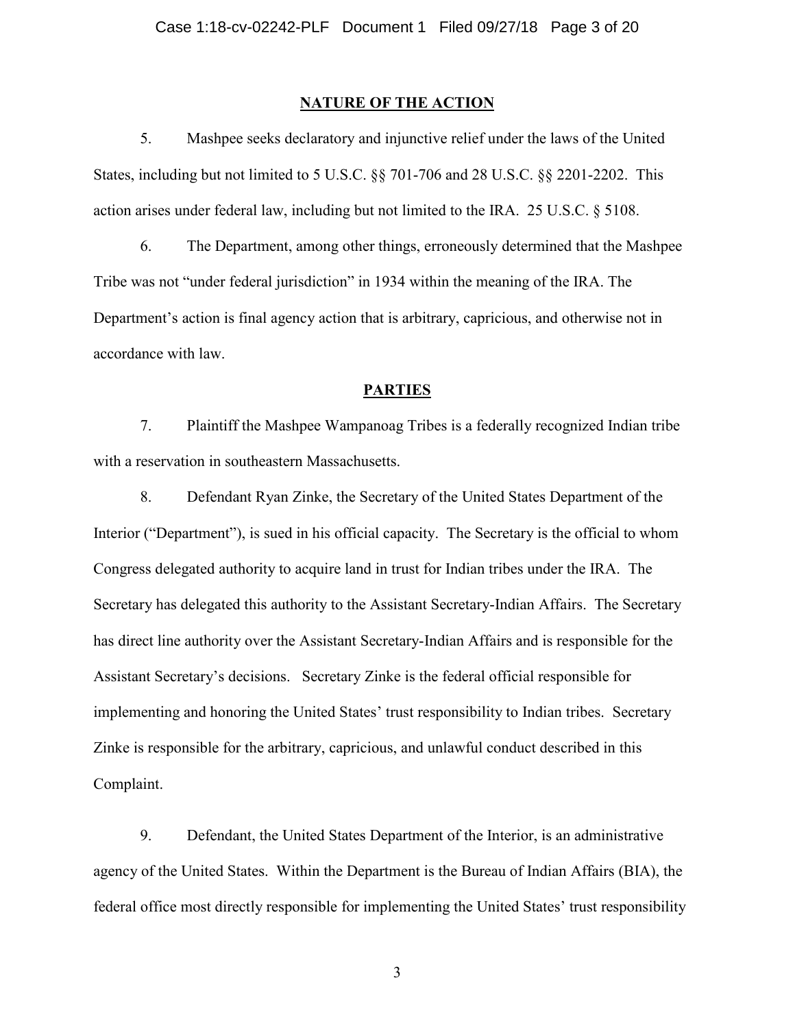## NATURE OF THE ACTION

5. Mashpee seeks declaratory and injunctive relief under the laws of the United States, including but not limited to 5 U.S.C. §§ 701-706 and 28 U.S.C. §§ 2201-2202. This action arises under federal law, including but not limited to the IRA. 25 U.S.C. § 5108.

6. The Department, among other things, erroneously determined that the Mashpee Tribe was not "under federal jurisdiction" in 1934 within the meaning of the IRA. The Department's action is final agency action that is arbitrary, capricious, and otherwise not in accordance with law.

## PARTIES

7. Plaintiff the Mashpee Wampanoag Tribes is a federally recognized Indian tribe with a reservation in southeastern Massachusetts.

8. Defendant Ryan Zinke, the Secretary of the United States Department of the Interior ("Department"), is sued in his official capacity. The Secretary is the official to whom Congress delegated authority to acquire land in trust for Indian tribes under the IRA. The Secretary has delegated this authority to the Assistant Secretary-Indian Affairs. The Secretary has direct line authority over the Assistant Secretary-Indian Affairs and is responsible for the Assistant Secretary's decisions. Secretary Zinke is the federal official responsible for implementing and honoring the United States' trust responsibility to Indian tribes. Secretary Zinke is responsible for the arbitrary, capricious, and unlawful conduct described in this Complaint.

9. Defendant, the United States Department of the Interior, is an administrative agency of the United States. Within the Department is the Bureau of Indian Affairs (BIA), the federal office most directly responsible for implementing the United States' trust responsibility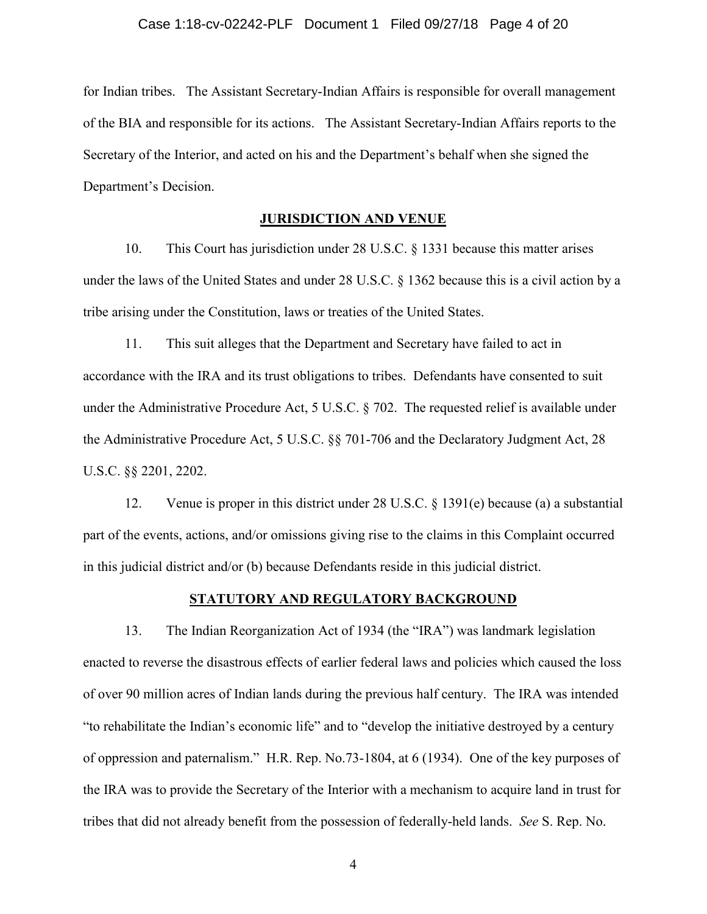for Indian tribes. The Assistant Secretary-Indian Affairs is responsible for overall management of the BIA and responsible for its actions. The Assistant Secretary-Indian Affairs reports to the Secretary of the Interior, and acted on his and the Department's behalf when she signed the Department's Decision.

## **JURISDICTION AND VENUE**

10. This Court has jurisdiction under 28 U.S.C. § 1331 because this matter arises under the laws of the United States and under 28 U.S.C. § 1362 because this is a civil action by a tribe arising under the Constitution, laws or treaties of the United States.

11. This suit alleges that the Department and Secretary have failed to act in accordance with the IRA and its trust obligations to tribes. Defendants have consented to suit under the Administrative Procedure Act, 5 U.S.C. § 702. The requested relief is available under the Administrative Procedure Act, 5 U.S.C. §§ 701-706 and the Declaratory Judgment Act, 28 U.S.C. §§ 2201, 2202.

12. Venue is proper in this district under 28 U.S.C. § 1391(e) because (a) a substantial part of the events, actions, and/or omissions giving rise to the claims in this Complaint occurred in this judicial district and/or (b) because Defendants reside in this judicial district.

## **STATUTORY AND REGULATORY BACKGROUND**

13. The Indian Reorganization Act of 1934 (the "IRA") was landmark legislation enacted to reverse the disastrous effects of earlier federal laws and policies which caused the loss of over 90 million acres of Indian lands during the previous half century. The IRA was intended "to rehabilitate the Indian's economic life" and to "develop the initiative destroyed by a century of oppression and paternalism." H.R. Rep. No.73-1804, at 6 (1934). One of the key purposes of the IRA was to provide the Secretary of the Interior with a mechanism to acquire land in trust for tribes that did not already benefit from the possession of federally-held lands. *See* S. Rep. No.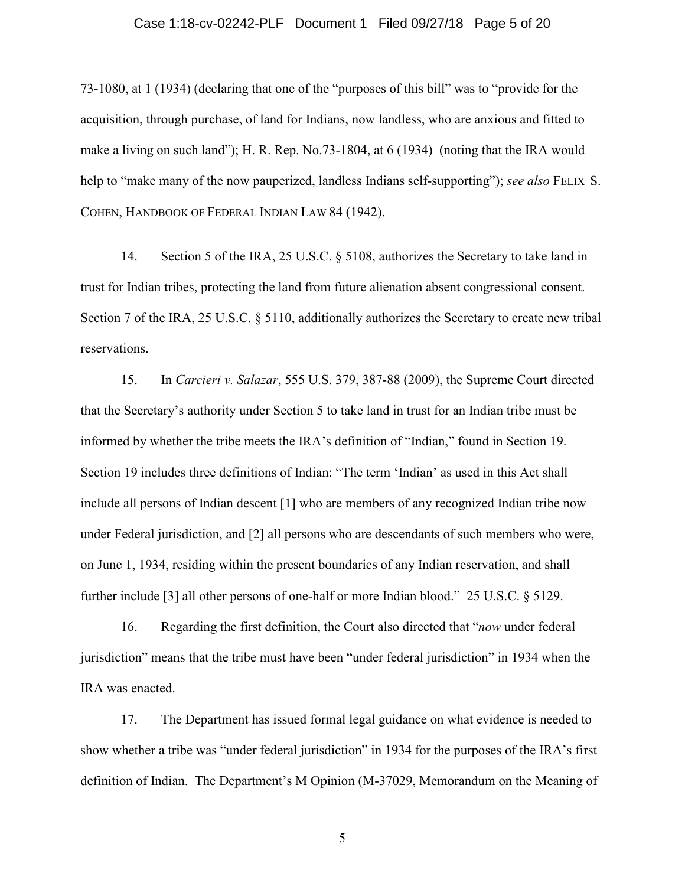73-1080, at 1 (1934) (declaring that one of the "purposes of this bill" was to "provide for the acquisition, through purchase, of land for Indians, now landless, who are anxious and fitted to make a living on such land"); H. R. Rep. No.73-1804, at 6 (1934) (noting that the IRA would help to "make many of the now pauperized, landless Indians self-supporting"); *see also* FELIX S. COHEN, HANDBOOK OF FEDERAL INDIAN LAW 84 (1942).

14. Section 5 of the IRA, 25 U.S.C. § 5108, authorizes the Secretary to take land in trust for Indian tribes, protecting the land from future alienation absent congressional consent. Section 7 of the IRA, 25 U.S.C. § 5110, additionally authorizes the Secretary to create new tribal reservations.

15. In *Carcieri v. Salazar*, 555 U.S. 379, 387-88 (2009), the Supreme Court directed that the Secretary's authority under Section 5 to take land in trust for an Indian tribe must be informed by whether the tribe meets the IRA's definition of "Indian," found in Section 19. Section 19 includes three definitions of Indian: "The term 'Indian' as used in this Act shall include all persons of Indian descent [1] who are members of any recognized Indian tribe now under Federal jurisdiction, and [2] all persons who are descendants of such members who were, on June 1, 1934, residing within the present boundaries of any Indian reservation, and shall further include [3] all other persons of one-half or more Indian blood." 25 U.S.C. § 5129.

16. Regarding the first definition, the Court also directed that "*now* under federal jurisdiction" means that the tribe must have been "under federal jurisdiction" in 1934 when the IRA was enacted.

17. The Department has issued formal legal guidance on what evidence is needed to show whether a tribe was "under federal jurisdiction" in 1934 for the purposes of the IRA's first definition of Indian. The Department's M Opinion (M-37029, Memorandum on the Meaning of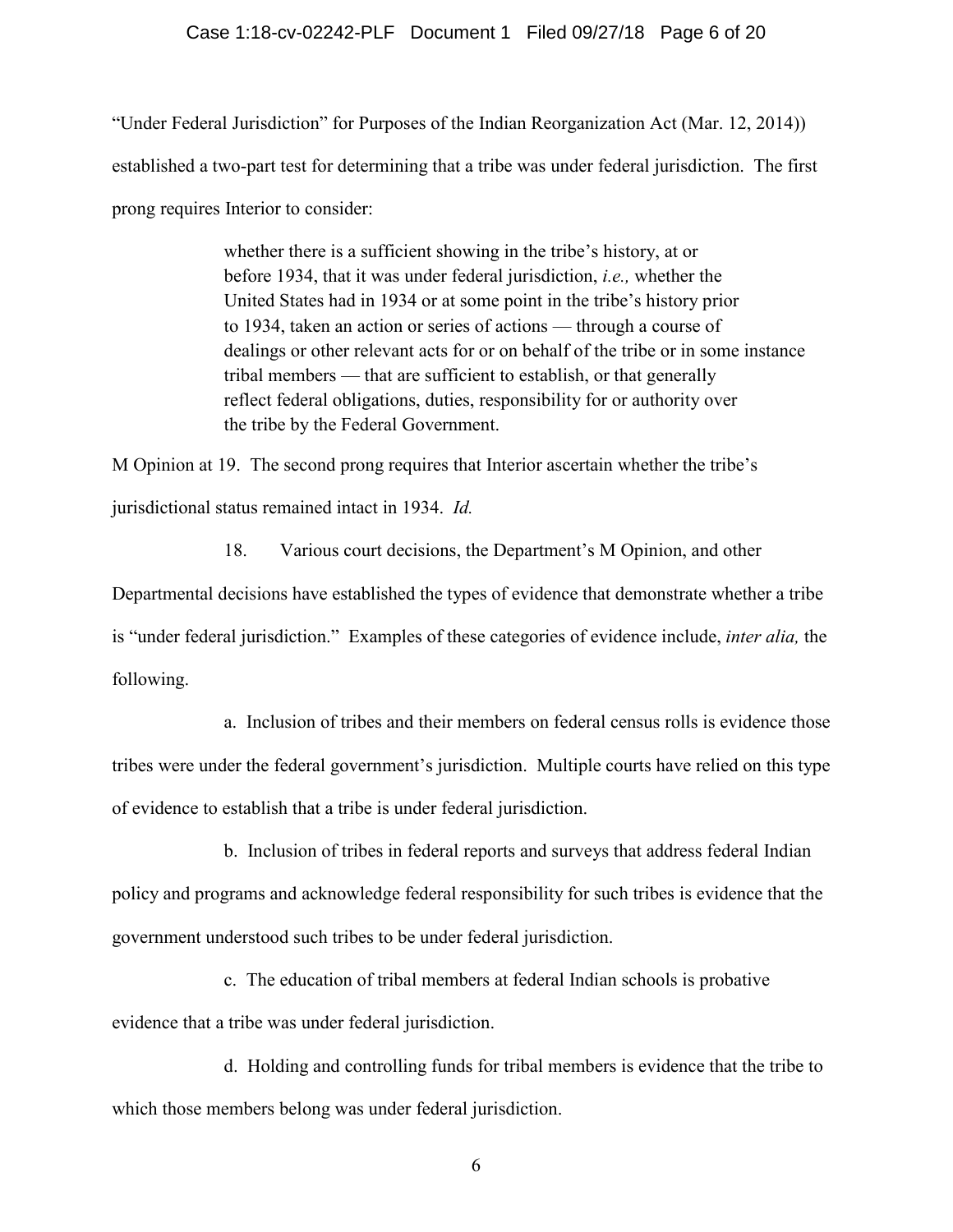"Under Federal Jurisdiction" for Purposes of the Indian Reorganization Act (Mar. 12, 2014)) established a two-part test for determining that a tribe was under federal jurisdiction. The first prong requires Interior to consider:

> whether there is a sufficient showing in the tribe's history, at or before 1934, that it was under federal jurisdiction, *i.e.,* whether the United States had in 1934 or at some point in the tribe's history prior to 1934, taken an action or series of actions — through a course of dealings or other relevant acts for or on behalf of the tribe or in some instance tribal members — that are sufficient to establish, or that generally reflect federal obligations, duties, responsibility for or authority over the tribe by the Federal Government.

M Opinion at 19. The second prong requires that Interior ascertain whether the tribe's jurisdictional status remained intact in 1934. *Id.*

18. Various court decisions, the Department's M Opinion, and other Departmental decisions have established the types of evidence that demonstrate whether a tribe is "under federal jurisdiction." Examples of these categories of evidence include, *inter alia,* the following.

a. Inclusion of tribes and their members on federal census rolls is evidence those tribes were under the federal government's jurisdiction. Multiple courts have relied on this type of evidence to establish that a tribe is under federal jurisdiction.

b. Inclusion of tribes in federal reports and surveys that address federal Indian policy and programs and acknowledge federal responsibility for such tribes is evidence that the government understood such tribes to be under federal jurisdiction.

c. The education of tribal members at federal Indian schools is probative evidence that a tribe was under federal jurisdiction.

d. Holding and controlling funds for tribal members is evidence that the tribe to which those members belong was under federal jurisdiction.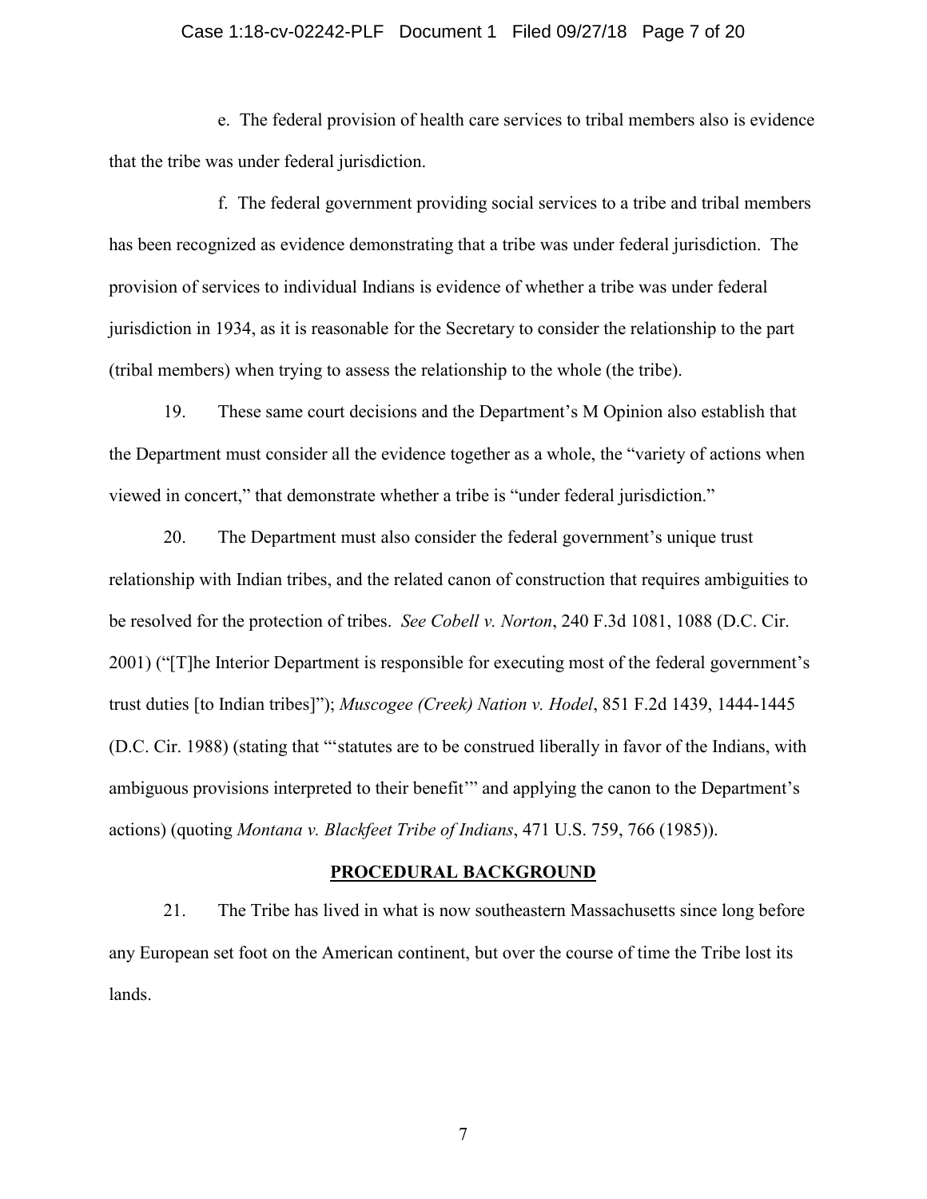e. The federal provision of health care services to tribal members also is evidence that the tribe was under federal jurisdiction.

f. The federal government providing social services to a tribe and tribal members has been recognized as evidence demonstrating that a tribe was under federal jurisdiction. The provision of services to individual Indians is evidence of whether a tribe was under federal jurisdiction in 1934, as it is reasonable for the Secretary to consider the relationship to the part (tribal members) when trying to assess the relationship to the whole (the tribe).

19. These same court decisions and the Department's M Opinion also establish that the Department must consider all the evidence together as a whole, the "variety of actions when viewed in concert," that demonstrate whether a tribe is "under federal jurisdiction."

20. The Department must also consider the federal government's unique trust relationship with Indian tribes, and the related canon of construction that requires ambiguities to be resolved for the protection of tribes. *See Cobell v. Norton*, 240 F.3d 1081, 1088 (D.C. Cir. 2001) ("[T]he Interior Department is responsible for executing most of the federal government's trust duties [to Indian tribes]"); *Muscogee (Creek) Nation v. Hodel*, 851 F.2d 1439, 1444-1445 (D.C. Cir. 1988) (stating that "'statutes are to be construed liberally in favor of the Indians, with ambiguous provisions interpreted to their benefit'" and applying the canon to the Department's actions) (quoting *Montana v. Blackfeet Tribe of Indians*, 471 U.S. 759, 766 (1985)).

## PROCEDURAL BACKGROUND

21. The Tribe has lived in what is now southeastern Massachusetts since long before any European set foot on the American continent, but over the course of time the Tribe lost its lands.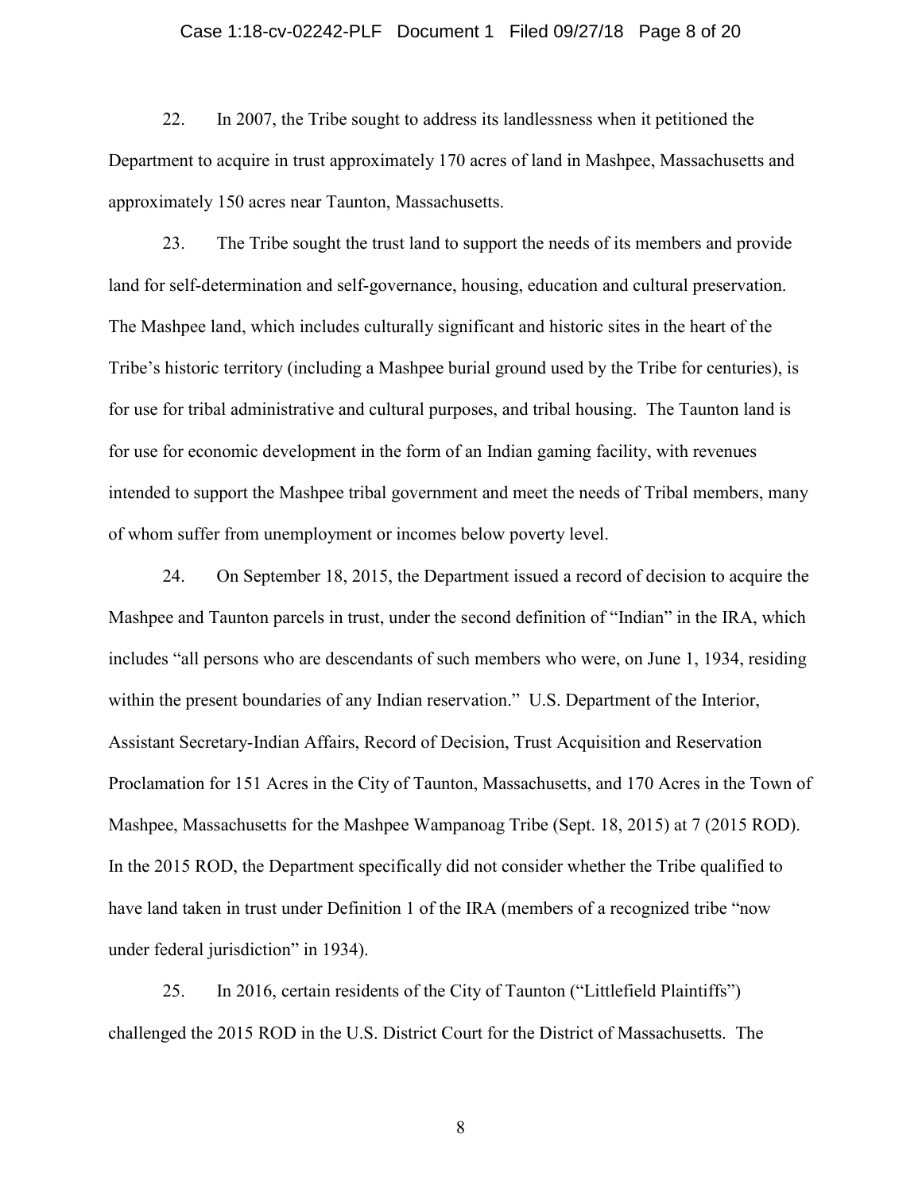22. In 2007, the Tribe sought to address its landlessness when it petitioned the Department to acquire in trust approximately 170 acres of land in Mashpee, Massachusetts and approximately 150 acres near Taunton, Massachusetts.

23. The Tribe sought the trust land to support the needs of its members and provide land for self-determination and self-governance, housing, education and cultural preservation. The Mashpee land, which includes culturally significant and historic sites in the heart of the Tribe's historic territory (including a Mashpee burial ground used by the Tribe for centuries), is for use for tribal administrative and cultural purposes, and tribal housing. The Taunton land is for use for economic development in the form of an Indian gaming facility, with revenues intended to support the Mashpee tribal government and meet the needs of Tribal members, many of whom suffer from unemployment or incomes below poverty level.

24. On September 18, 2015, the Department issued a record of decision to acquire the Mashpee and Taunton parcels in trust, under the second definition of "Indian" in the IRA, which includes "all persons who are descendants of such members who were, on June 1, 1934, residing within the present boundaries of any Indian reservation." U.S. Department of the Interior, Assistant Secretary-Indian Affairs, Record of Decision, Trust Acquisition and Reservation Proclamation for 151 Acres in the City of Taunton, Massachusetts, and 170 Acres in the Town of Mashpee, Massachusetts for the Mashpee Wampanoag Tribe (Sept. 18, 2015) at 7 (2015 ROD). In the 2015 ROD, the Department specifically did not consider whether the Tribe qualified to have land taken in trust under Definition 1 of the IRA (members of a recognized tribe "now under federal jurisdiction" in 1934).

25. In 2016, certain residents of the City of Taunton ("Littlefield Plaintiffs") challenged the 2015 ROD in the U.S. District Court for the District of Massachusetts. The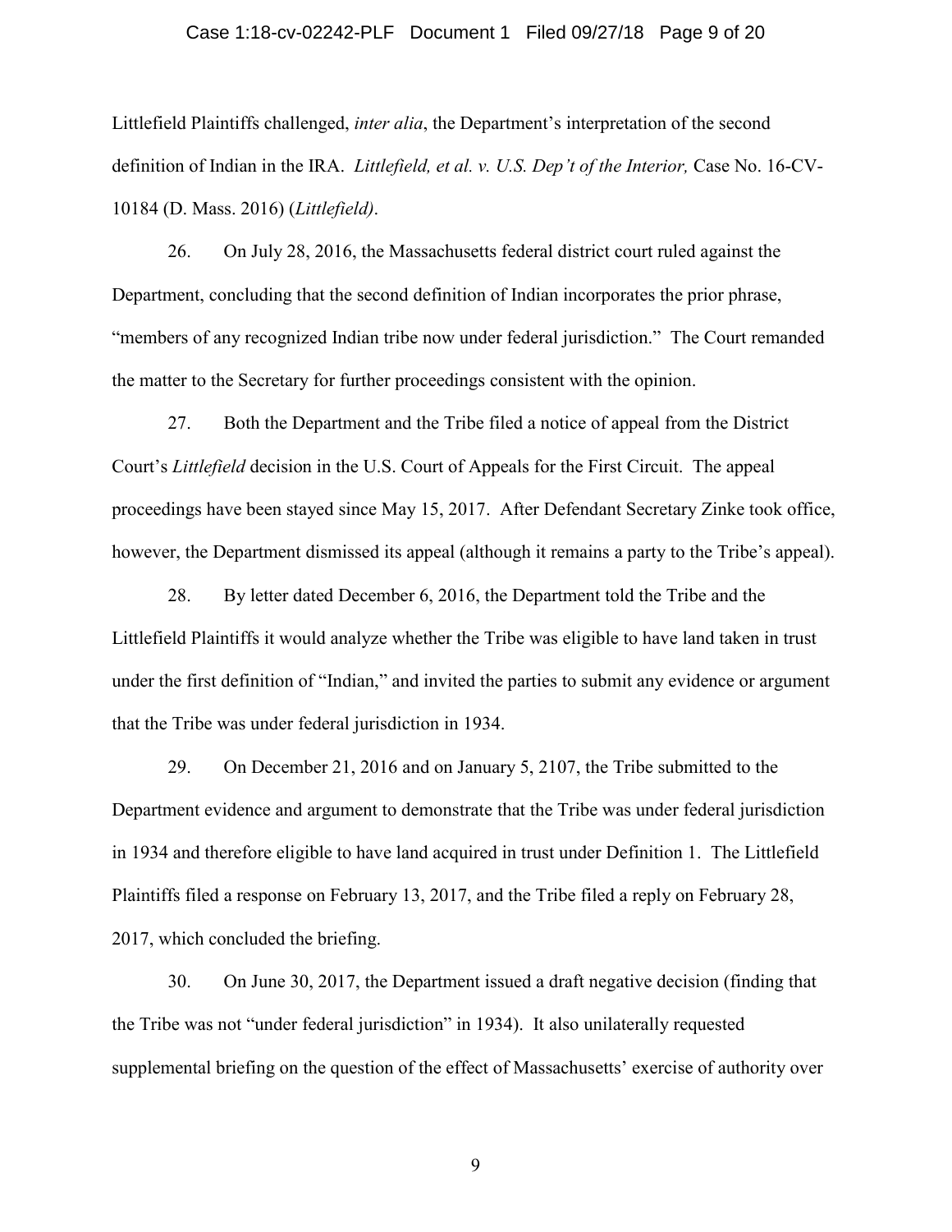Littlefield Plaintiffs challenged, *inter alia*, the Department's interpretation of the second definition of Indian in the IRA. *Littlefield, et al. v. U.S. Dep't of the Interior,* Case No. 16-CV-10184 (D. Mass. 2016) (*Littlefield)*.

26. On July 28, 2016, the Massachusetts federal district court ruled against the Department, concluding that the second definition of Indian incorporates the prior phrase, "members of any recognized Indian tribe now under federal jurisdiction." The Court remanded the matter to the Secretary for further proceedings consistent with the opinion.

27. Both the Department and the Tribe filed a notice of appeal from the District Court's *Littlefield* decision in the U.S. Court of Appeals for the First Circuit. The appeal proceedings have been stayed since May 15, 2017. After Defendant Secretary Zinke took office, however, the Department dismissed its appeal (although it remains a party to the Tribe's appeal).

28. By letter dated December 6, 2016, the Department told the Tribe and the Littlefield Plaintiffs it would analyze whether the Tribe was eligible to have land taken in trust under the first definition of "Indian," and invited the parties to submit any evidence or argument that the Tribe was under federal jurisdiction in 1934.

29. On December 21, 2016 and on January 5, 2107, the Tribe submitted to the Department evidence and argument to demonstrate that the Tribe was under federal jurisdiction in 1934 and therefore eligible to have land acquired in trust under Definition 1. The Littlefield Plaintiffs filed a response on February 13, 2017, and the Tribe filed a reply on February 28, 2017, which concluded the briefing.

30. On June 30, 2017, the Department issued a draft negative decision (finding that the Tribe was not "under federal jurisdiction" in 1934). It also unilaterally requested supplemental briefing on the question of the effect of Massachusetts' exercise of authority over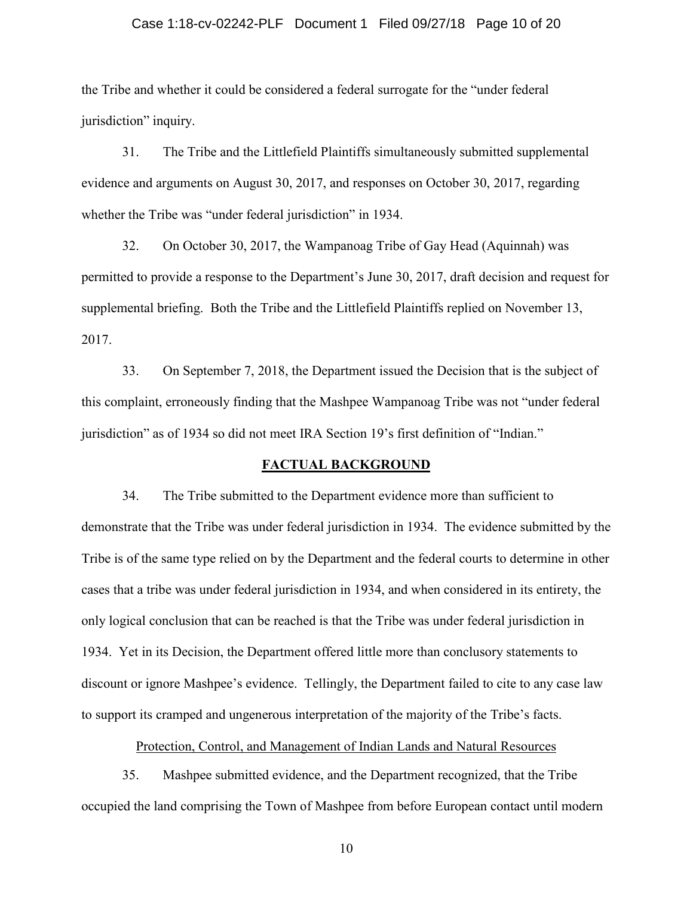the Tribe and whether it could be considered a federal surrogate for the "under federal jurisdiction" inquiry.

31. The Tribe and the Littlefield Plaintiffs simultaneously submitted supplemental evidence and arguments on August 30, 2017, and responses on October 30, 2017, regarding whether the Tribe was "under federal jurisdiction" in 1934.

32. On October 30, 2017, the Wampanoag Tribe of Gay Head (Aquinnah) was permitted to provide a response to the Department's June 30, 2017, draft decision and request for supplemental briefing. Both the Tribe and the Littlefield Plaintiffs replied on November 13, 2017.

33. On September 7, 2018, the Department issued the Decision that is the subject of this complaint, erroneously finding that the Mashpee Wampanoag Tribe was not "under federal jurisdiction" as of 1934 so did not meet IRA Section 19's first definition of "Indian."

## FACTUAL BACKGROUND

34. The Tribe submitted to the Department evidence more than sufficient to demonstrate that the Tribe was under federal jurisdiction in 1934. The evidence submitted by the Tribe is of the same type relied on by the Department and the federal courts to determine in other cases that a tribe was under federal jurisdiction in 1934, and when considered in its entirety, the only logical conclusion that can be reached is that the Tribe was under federal jurisdiction in 1934. Yet in its Decision, the Department offered little more than conclusory statements to discount or ignore Mashpee's evidence. Tellingly, the Department failed to cite to any case law to support its cramped and ungenerous interpretation of the majority of the Tribe's facts.

### Protection, Control, and Management of Indian Lands and Natural Resources

35. Mashpee submitted evidence, and the Department recognized, that the Tribe occupied the land comprising the Town of Mashpee from before European contact until modern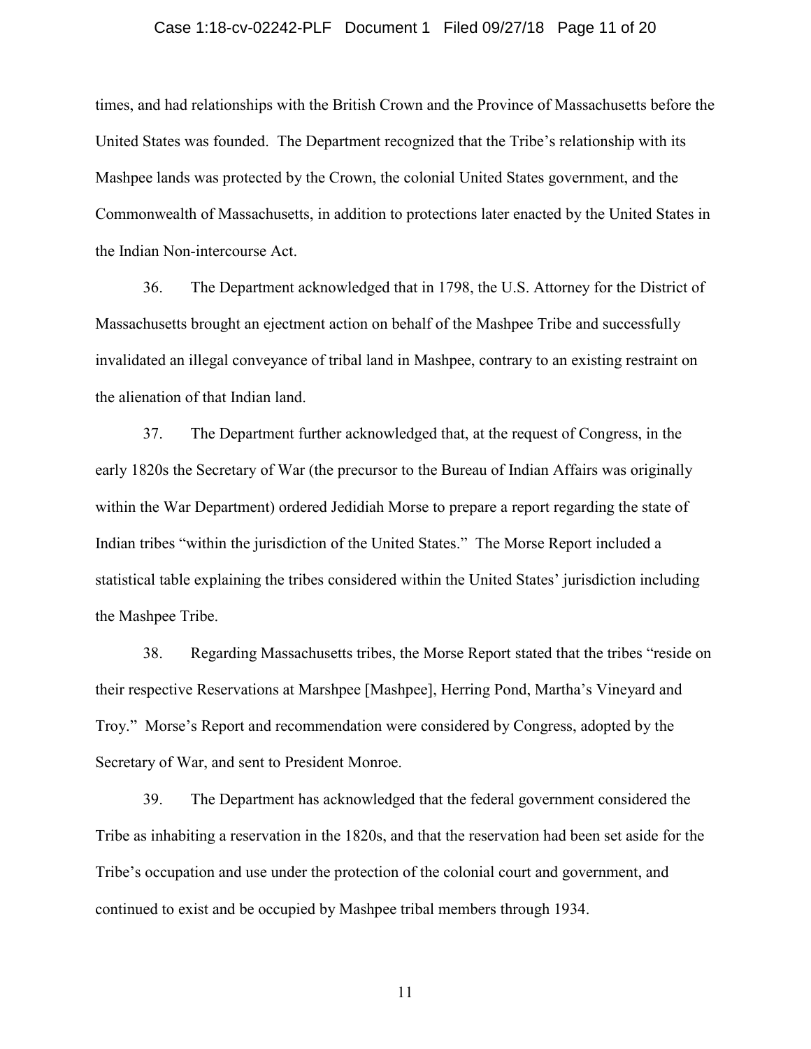times, and had relationships with the British Crown and the Province of Massachusetts before the United States was founded. The Department recognized that the Tribe's relationship with its Mashpee lands was protected by the Crown, the colonial United States government, and the Commonwealth of Massachusetts, in addition to protections later enacted by the United States in the Indian Non-intercourse Act.

36. The Department acknowledged that in 1798, the U.S. Attorney for the District of Massachusetts brought an ejectment action on behalf of the Mashpee Tribe and successfully invalidated an illegal conveyance of tribal land in Mashpee, contrary to an existing restraint on the alienation of that Indian land.

37. The Department further acknowledged that, at the request of Congress, in the early 1820s the Secretary of War (the precursor to the Bureau of Indian Affairs was originally within the War Department) ordered Jedidiah Morse to prepare a report regarding the state of Indian tribes "within the jurisdiction of the United States." The Morse Report included a statistical table explaining the tribes considered within the United States' jurisdiction including the Mashpee Tribe.

38. Regarding Massachusetts tribes, the Morse Report stated that the tribes "reside on their respective Reservations at Marshpee [Mashpee], Herring Pond, Martha's Vineyard and Troy." Morse's Report and recommendation were considered by Congress, adopted by the Secretary of War, and sent to President Monroe.

39. The Department has acknowledged that the federal government considered the Tribe as inhabiting a reservation in the 1820s, and that the reservation had been set aside for the Tribe's occupation and use under the protection of the colonial court and government, and continued to exist and be occupied by Mashpee tribal members through 1934.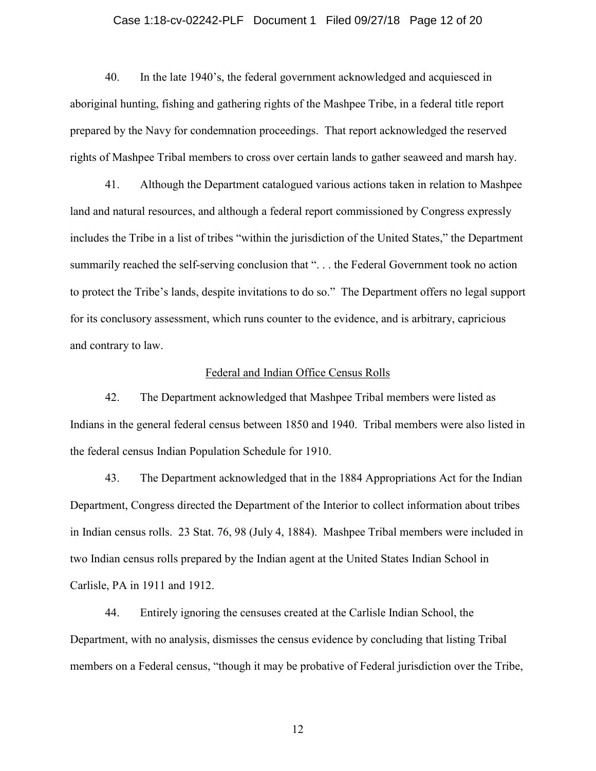40. In the late 1940's, the federal government acknowledged and acquiesced in aboriginal hunting, fishing and gathering rights of the Mashpee Tribe, in a federal title report prepared by the Navy for condemnation proceedings. That report acknowledged the reserved rights of Mashpee Tribal members to cross over certain lands to gather seaweed and marsh hay.

41. Although the Department catalogued various actions taken in relation to Mashpee land and natural resources, and although a federal report commissioned by Congress expressly includes the Tribe in a list of tribes "within the jurisdiction of the United States," the Department summarily reached the self-serving conclusion that ". . . the Federal Government took no action to protect the Tribe's lands, despite invitations to do so." The Department offers no legal support for its conclusory assessment, which runs counter to the evidence, and is arbitrary, capricious and contrary to law.

<u>Federal and Indian Office Census Rolls</u>

42. The Department acknowledged that Mashpee Tribal members were listed as Indians in the general federal census between 1850 and 1940. Tribal members were also listed in the federal census Indian Population Schedule for 1910.

43. The Department acknowledged that in the 1884 Appropriations Act for the Indian Department, Congress directed the Department of the Interior to collect information about tribes in Indian census rolls. 23 Stat. 76, 98 (July 4, 1884). Mashpee Tribal members were included in two Indian census rolls prepared by the Indian agent at the United States Indian School in Carlisle, PA in 1911 and 1912.

44. Entirely ignoring the censuses created at the Carlisle Indian School, the Department, with no analysis, dismisses the census evidence by concluding that listing Tribal members on a Federal census, "though it may be probative of Federal jurisdiction over the Tribe,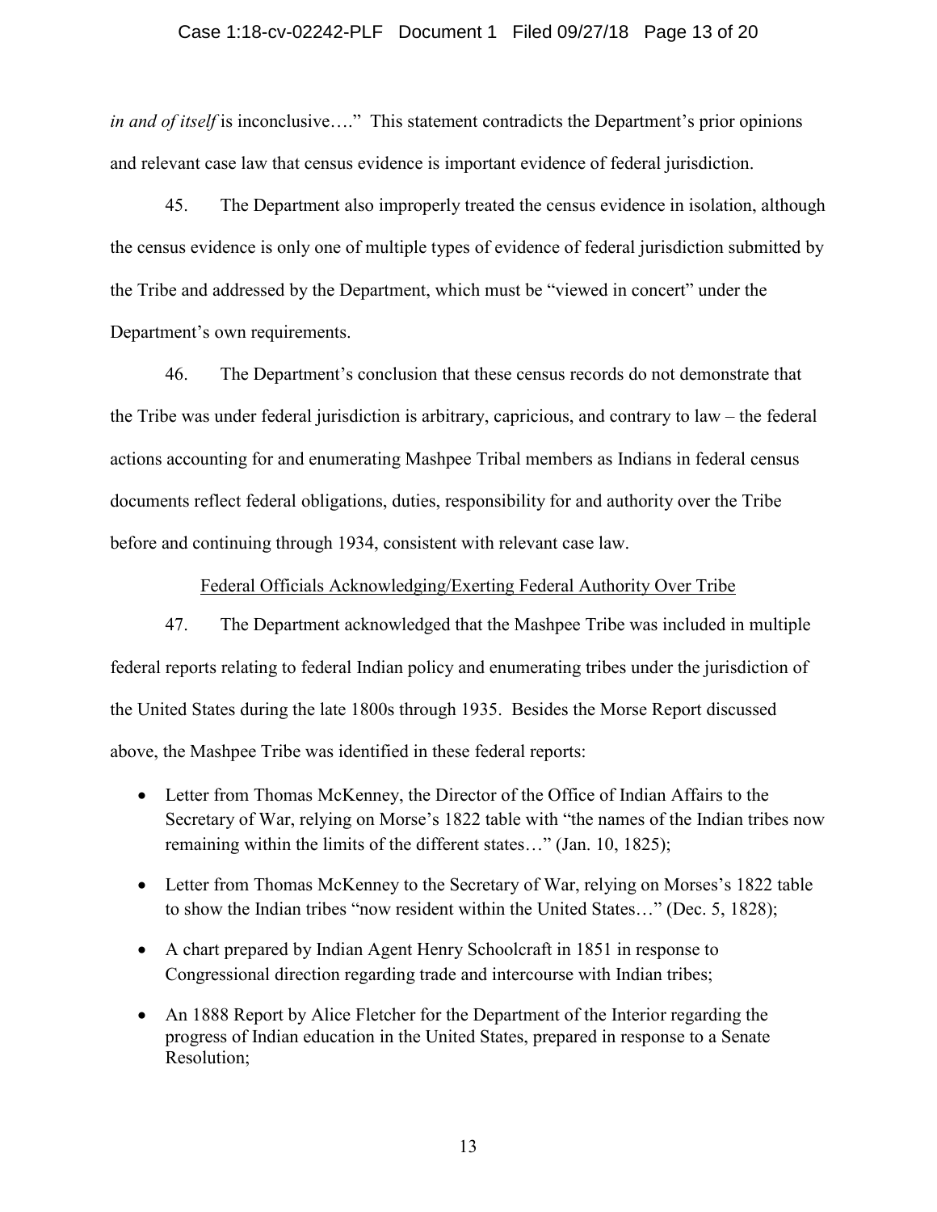*in and of itself* is inconclusive…." This statement contradicts the Department's prior opinions and relevant case law that census evidence is important evidence of federal jurisdiction.

45. The Department also improperly treated the census evidence in isolation, although the census evidence is only one of multiple types of evidence of federal jurisdiction submitted by the Tribe and addressed by the Department, which must be "viewed in concert" under the Department's own requirements.

46. The Department's conclusion that these census records do not demonstrate that the Tribe was under federal jurisdiction is arbitrary, capricious, and contrary to law – the federal actions accounting for and enumerating Mashpee Tribal members as Indians in federal census documents reflect federal obligations, duties, responsibility for and authority over the Tribe before and continuing through 1934, consistent with relevant case law.

<u>Federal Officials Acknowledging/Exerting Federal Authority Over Tribe</u>

47. The Department acknowledged that the Mashpee Tribe was included in multiple federal reports relating to federal Indian policy and enumerating tribes under the jurisdiction of the United States during the late 1800s through 1935. Besides the Morse Report discussed above, the Mashpee Tribe was identified in these federal reports:

- Letter from Thomas McKenney, the Director of the Office of Indian Affairs to the Secretary of War, relying on Morse's 1822 table with "the names of the Indian tribes now remaining within the limits of the different states…" (Jan. 10, 1825);
- Letter from Thomas McKenney to the Secretary of War, relying on Morses's 1822 table to show the Indian tribes "now resident within the United States…" (Dec. 5, 1828);
- A chart prepared by Indian Agent Henry Schoolcraft in 1851 in response to Congressional direction regarding trade and intercourse with Indian tribes;
- An 1888 Report by Alice Fletcher for the Department of the Interior regarding the progress of Indian education in the United States, prepared in response to a Senate Resolution;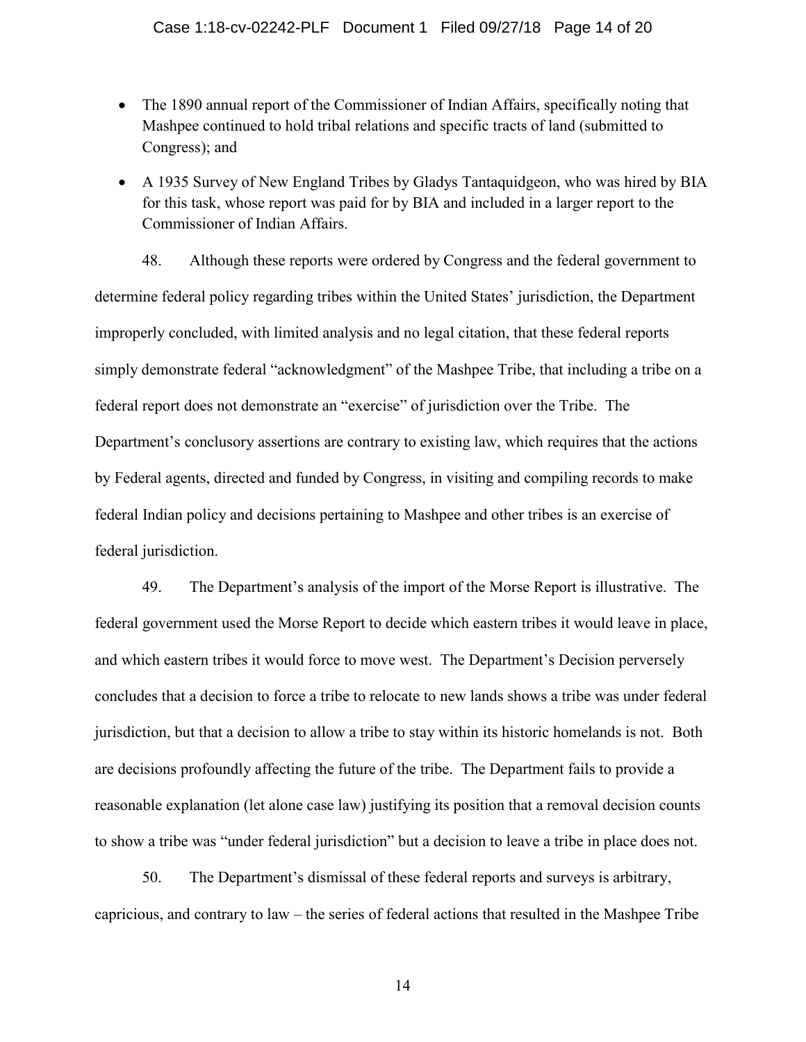- The 1890 annual report of the Commissioner of Indian Affairs, specifically noting that Mashpee continued to hold tribal relations and specific tracts of land (submitted to Congress); and
- A 1935 Survey of New England Tribes by Gladys Tantaquidgeon, who was hired by BIA for this task, whose report was paid for by BIA and included in a larger report to the Commissioner of Indian Affairs.

48. Although these reports were ordered by Congress and the federal government to determine federal policy regarding tribes within the United States' jurisdiction, the Department improperly concluded, with limited analysis and no legal citation, that these federal reports simply demonstrate federal "acknowledgment" of the Mashpee Tribe, that including a tribe on a federal report does not demonstrate an "exercise" of jurisdiction over the Tribe. The Department's conclusory assertions are contrary to existing law, which requires that the actions by Federal agents, directed and funded by Congress, in visiting and compiling records to make federal Indian policy and decisions pertaining to Mashpee and other tribes is an exercise of federal jurisdiction.

49. The Department's analysis of the import of the Morse Report is illustrative. The federal government used the Morse Report to decide which eastern tribes it would leave in place, and which eastern tribes it would force to move west. The Department's Decision perversely concludes that a decision to force a tribe to relocate to new lands shows a tribe was under federal jurisdiction, but that a decision to allow a tribe to stay within its historic homelands is not. Both are decisions profoundly affecting the future of the tribe. The Department fails to provide a reasonable explanation (let alone case law) justifying its position that a removal decision counts to show a tribe was "under federal jurisdiction" but a decision to leave a tribe in place does not.

50. The Department's dismissal of these federal reports and surveys is arbitrary, capricious, and contrary to law – the series of federal actions that resulted in the Mashpee Tribe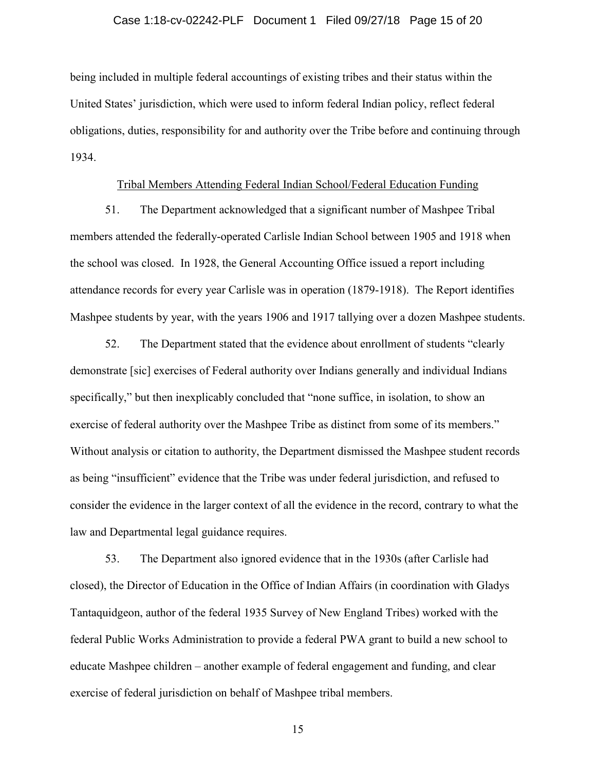being included in multiple federal accountings of existing tribes and their status within the United States' jurisdiction, which were used to inform federal Indian policy, reflect federal obligations, duties, responsibility for and authority over the Tribe before and continuing through 1934.

<u>Tribal Members Attending Federal Indian School/Federal Education Funding</u>

51. The Department acknowledged that a significant number of Mashpee Tribal members attended the federally-operated Carlisle Indian School between 1905 and 1918 when the school was closed. In 1928, the General Accounting Office issued a report including attendance records for every year Carlisle was in operation (1879-1918). The Report identifies Mashpee students by year, with the years 1906 and 1917 tallying over a dozen Mashpee students.

52. The Department stated that the evidence about enrollment of students "clearly demonstrate [sic] exercises of Federal authority over Indians generally and individual Indians specifically," but then inexplicably concluded that "none suffice, in isolation, to show an exercise of federal authority over the Mashpee Tribe as distinct from some of its members." Without analysis or citation to authority, the Department dismissed the Mashpee student records as being "insufficient" evidence that the Tribe was under federal jurisdiction, and refused to consider the evidence in the larger context of all the evidence in the record, contrary to what the law and Departmental legal guidance requires.

53. The Department also ignored evidence that in the 1930s (after Carlisle had closed), the Director of Education in the Office of Indian Affairs (in coordination with Gladys Tantaquidgeon, author of the federal 1935 Survey of New England Tribes) worked with the federal Public Works Administration to provide a federal PWA grant to build a new school to educate Mashpee children – another example of federal engagement and funding, and clear exercise of federal jurisdiction on behalf of Mashpee tribal members.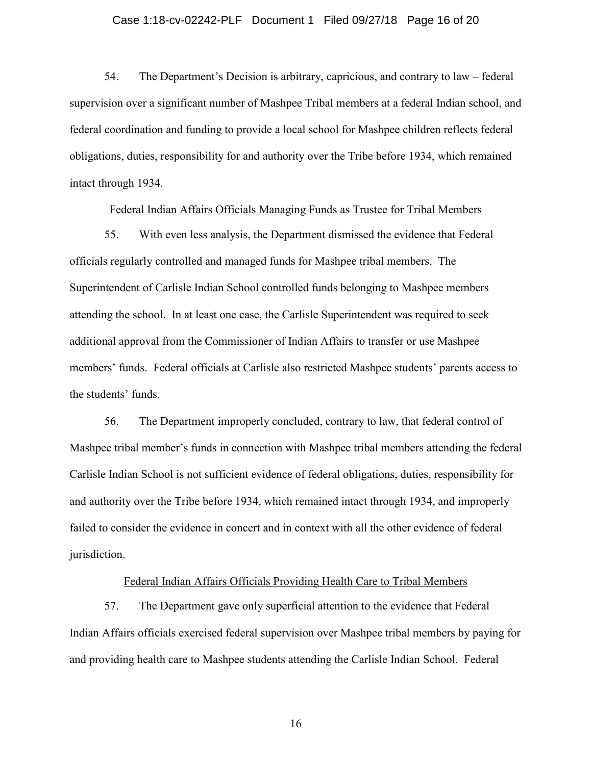54. The Department's Decision is arbitrary, capricious, and contrary to law – federal supervision over a significant number of Mashpee Tribal members at a federal Indian school, and federal coordination and funding to provide a local school for Mashpee children reflects federal obligations, duties, responsibility for and authority over the Tribe before 1934, which remained intact through 1934.

<u>Federal Indian Affairs Officials Managing Funds as Trustee for Tribal Members</u>

55. With even less analysis, the Department dismissed the evidence that Federal officials regularly controlled and managed funds for Mashpee tribal members. The Superintendent of Carlisle Indian School controlled funds belonging to Mashpee members attending the school. In at least one case, the Carlisle Superintendent was required to seek additional approval from the Commissioner of Indian Affairs to transfer or use Mashpee members' funds. Federal officials at Carlisle also restricted Mashpee students' parents access to the students' funds.

56. The Department improperly concluded, contrary to law, that federal control of Mashpee tribal member's funds in connection with Mashpee tribal members attending the federal Carlisle Indian School is not sufficient evidence of federal obligations, duties, responsibility for and authority over the Tribe before 1934, which remained intact through 1934, and improperly failed to consider the evidence in concert and in context with all the other evidence of federal jurisdiction.

<u>Federal Indian Affairs Officials Providing Health Care to Tribal Members</u>

57. The Department gave only superficial attention to the evidence that Federal Indian Affairs officials exercised federal supervision over Mashpee tribal members by paying for and providing health care to Mashpee students attending the Carlisle Indian School. Federal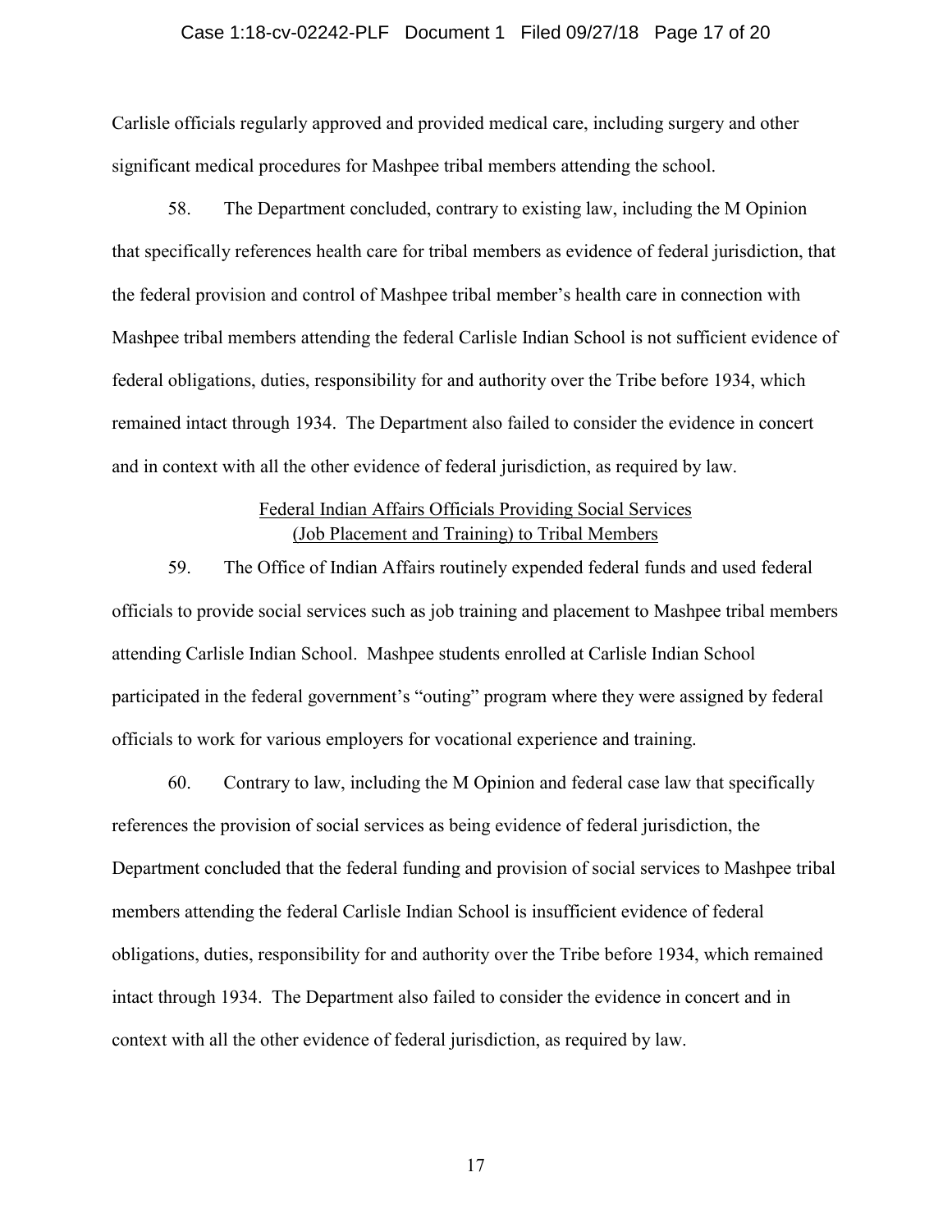Carlisle officials regularly approved and provided medical care, including surgery and other significant medical procedures for Mashpee tribal members attending the school.

58. The Department concluded, contrary to existing law, including the M Opinion that specifically references health care for tribal members as evidence of federal jurisdiction, that the federal provision and control of Mashpee tribal member's health care in connection with Mashpee tribal members attending the federal Carlisle Indian School is not sufficient evidence of federal obligations, duties, responsibility for and authority over the Tribe before 1934, which remained intact through 1934. The Department also failed to consider the evidence in concert and in context with all the other evidence of federal jurisdiction, as required by law.

<u>Federal Indian Affairs Officials Providing Social Services (Job Placement and Training) to Tribal Members</u>

59. The Office of Indian Affairs routinely expended federal funds and used federal officials to provide social services such as job training and placement to Mashpee tribal members attending Carlisle Indian School. Mashpee students enrolled at Carlisle Indian School participated in the federal government's "outing" program where they were assigned by federal officials to work for various employers for vocational experience and training.

60. Contrary to law, including the M Opinion and federal case law that specifically references the provision of social services as being evidence of federal jurisdiction, the Department concluded that the federal funding and provision of social services to Mashpee tribal members attending the federal Carlisle Indian School is insufficient evidence of federal obligations, duties, responsibility for and authority over the Tribe before 1934, which remained intact through 1934. The Department also failed to consider the evidence in concert and in context with all the other evidence of federal jurisdiction, as required by law.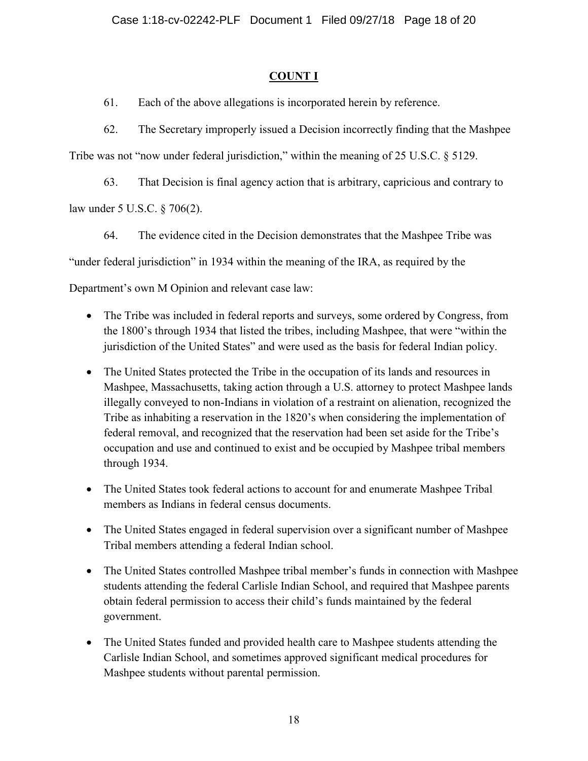## COUNT I

61. Each of the above allegations is incorporated herein by reference.

62. The Secretary improperly issued a Decision incorrectly finding that the Mashpee Tribe was not "now under federal jurisdiction," within the meaning of 25 U.S.C. § 5129.

63. That Decision is final agency action that is arbitrary, capricious and contrary to law under 5 U.S.C. § 706(2).

64. The evidence cited in the Decision demonstrates that the Mashpee Tribe was "under federal jurisdiction" in 1934 within the meaning of the IRA, as required by the Department's own M Opinion and relevant case law:

- The Tribe was included in federal reports and surveys, some ordered by Congress, from the 1800's through 1934 that listed the tribes, including Mashpee, that were "within the jurisdiction of the United States" and were used as the basis for federal Indian policy.
- The United States protected the Tribe in the occupation of its lands and resources in Mashpee, Massachusetts, taking action through a U.S. attorney to protect Mashpee lands illegally conveyed to non-Indians in violation of a restraint on alienation, recognized the Tribe as inhabiting a reservation in the 1820's when considering the implementation of federal removal, and recognized that the reservation had been set aside for the Tribe's occupation and use and continued to exist and be occupied by Mashpee tribal members through 1934.
- The United States took federal actions to account for and enumerate Mashpee Tribal members as Indians in federal census documents.
- The United States engaged in federal supervision over a significant number of Mashpee Tribal members attending a federal Indian school.
- The United States controlled Mashpee tribal member's funds in connection with Mashpee students attending the federal Carlisle Indian School, and required that Mashpee parents obtain federal permission to access their child's funds maintained by the federal government.
- The United States funded and provided health care to Mashpee students attending the Carlisle Indian School, and sometimes approved significant medical procedures for Mashpee students without parental permission.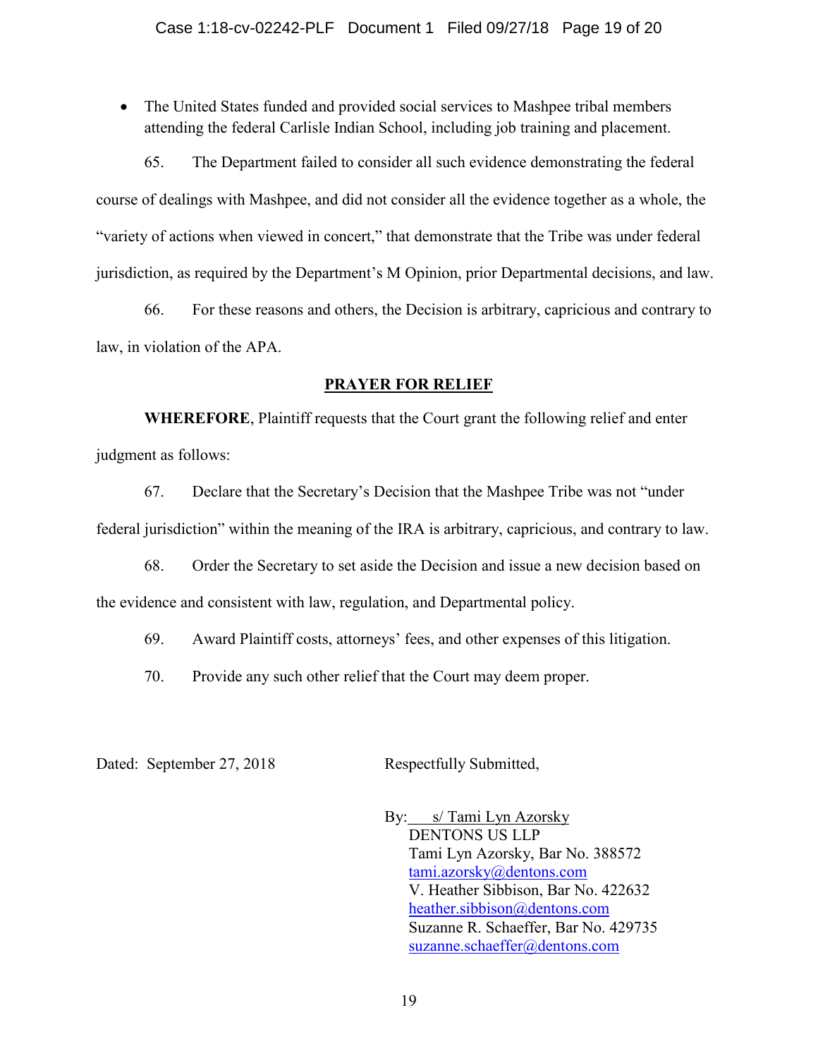- The United States funded and provided social services to Mashpee tribal members attending the federal Carlisle Indian School, including job training and placement.

65. The Department failed to consider all such evidence demonstrating the federal course of dealings with Mashpee, and did not consider all the evidence together as a whole, the "variety of actions when viewed in concert," that demonstrate that the Tribe was under federal jurisdiction, as required by the Department's M Opinion, prior Departmental decisions, and law.

66. For these reasons and others, the Decision is arbitrary, capricious and contrary to law, in violation of the APA.

## PRAYER FOR RELIEF

**WHEREFORE**, Plaintiff requests that the Court grant the following relief and enter judgment as follows:

67. Declare that the Secretary's Decision that the Mashpee Tribe was not "under federal jurisdiction" within the meaning of the IRA is arbitrary, capricious, and contrary to law.

68. Order the Secretary to set aside the Decision and issue a new decision based on the evidence and consistent with law, regulation, and Departmental policy.

69. Award Plaintiff costs, attorneys' fees, and other expenses of this litigation.

70. Provide any such other relief that the Court may deem proper.

Dated: September 27, 2018

Respectfully Submitted,

By: s/ Tami Lyn Azorsky
DENTONS US LLP
Tami Lyn Azorsky, Bar No. 388572
tami.azorsky@dentons.com
V. Heather Sibbison, Bar No. 422632
heather.sibbison@dentons.com
Suzanne R. Schaeffer, Bar No. 429735
suzanne.schaeffer@dentons.com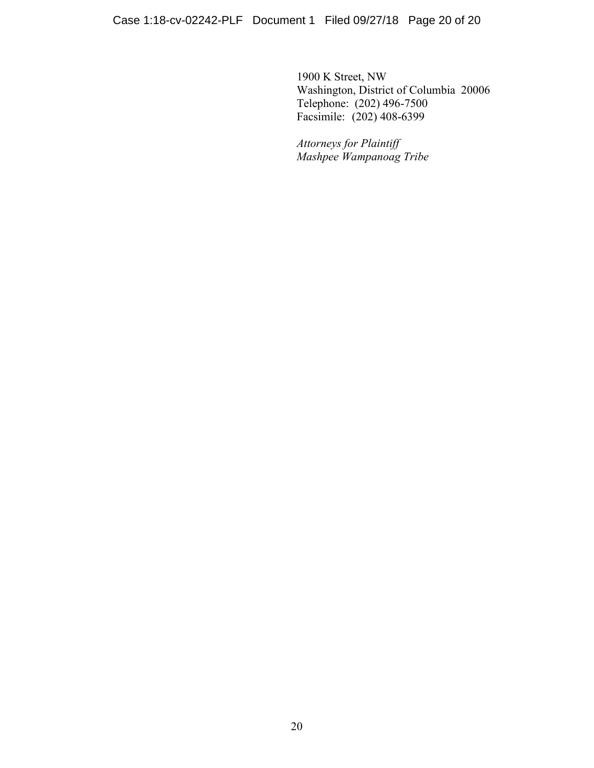1900 K Street, NW
Washington, District of Columbia 20006
Telephone: (202) 496-7500
Facsimile: (202) 408-6399

*Attorneys for Plaintiff*
*Mashpee Wampanoag Tribe*